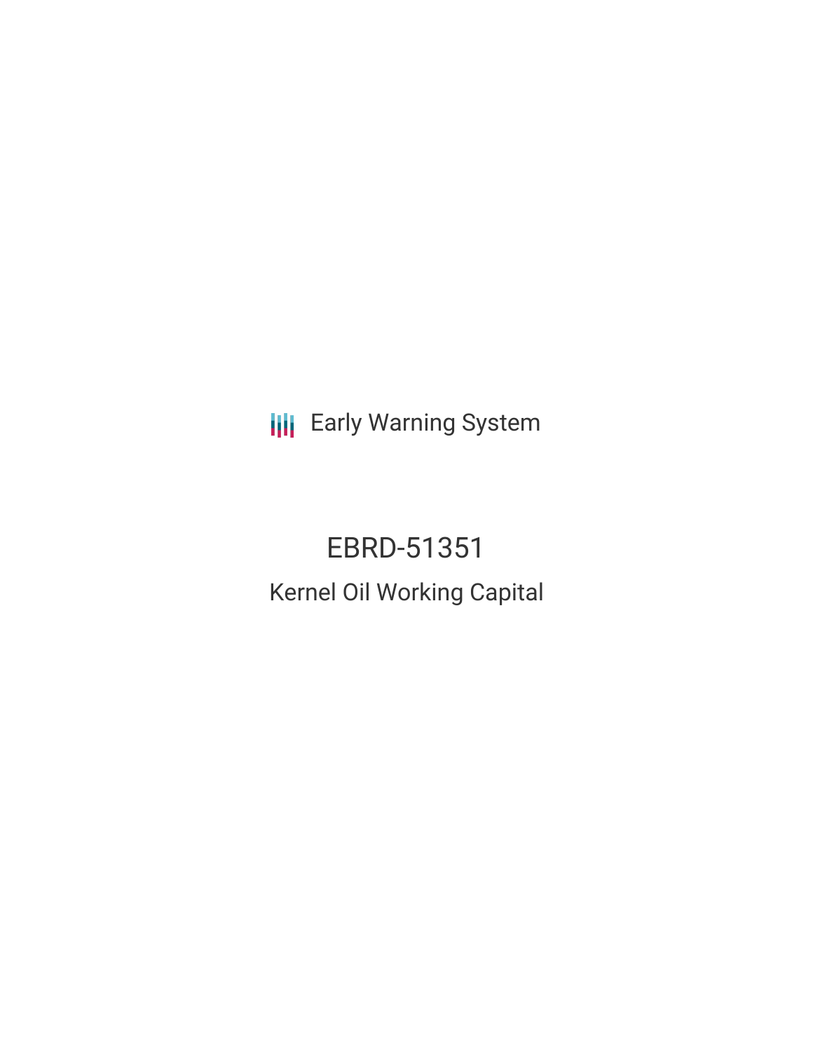Early Warning System

# EBRD-51351

## Kernel Oil Working Capital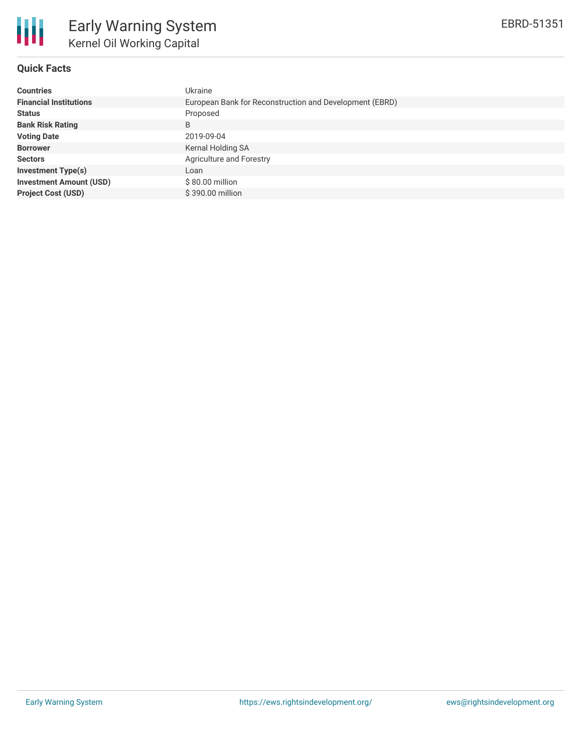# Early Warning System

## Kernel Oil Working Capital

EBRD-51351

### Quick Facts

| | |
|---|---|
| **Countries** | Ukraine |
| **Financial Institutions** | European Bank for Reconstruction and Development (EBRD) |
| **Status** | Proposed |
| **Bank Risk Rating** | B |
| **Voting Date** | 2019-09-04 |
| **Borrower** | Kernal Holding SA |
| **Sectors** | Agriculture and Forestry |
| **Investment Type(s)** | Loan |
| **Investment Amount (USD)** | $ 80.00 million |
| **Project Cost (USD)** | $ 390.00 million |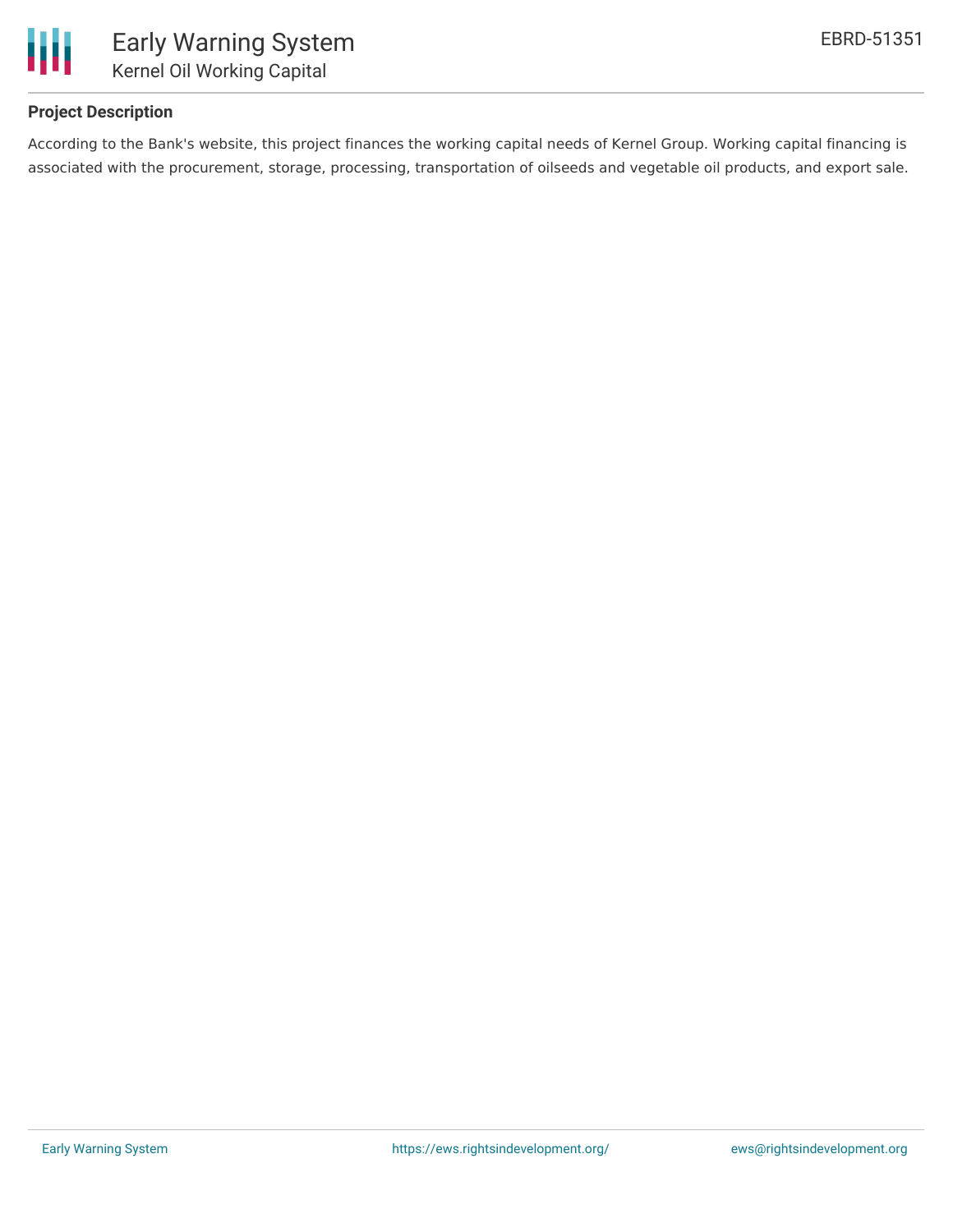## Project Description

According to the Bank's website, this project finances the working capital needs of Kernel Group. Working capital financing is associated with the procurement, storage, processing, transportation of oilseeds and vegetable oil products, and export sale.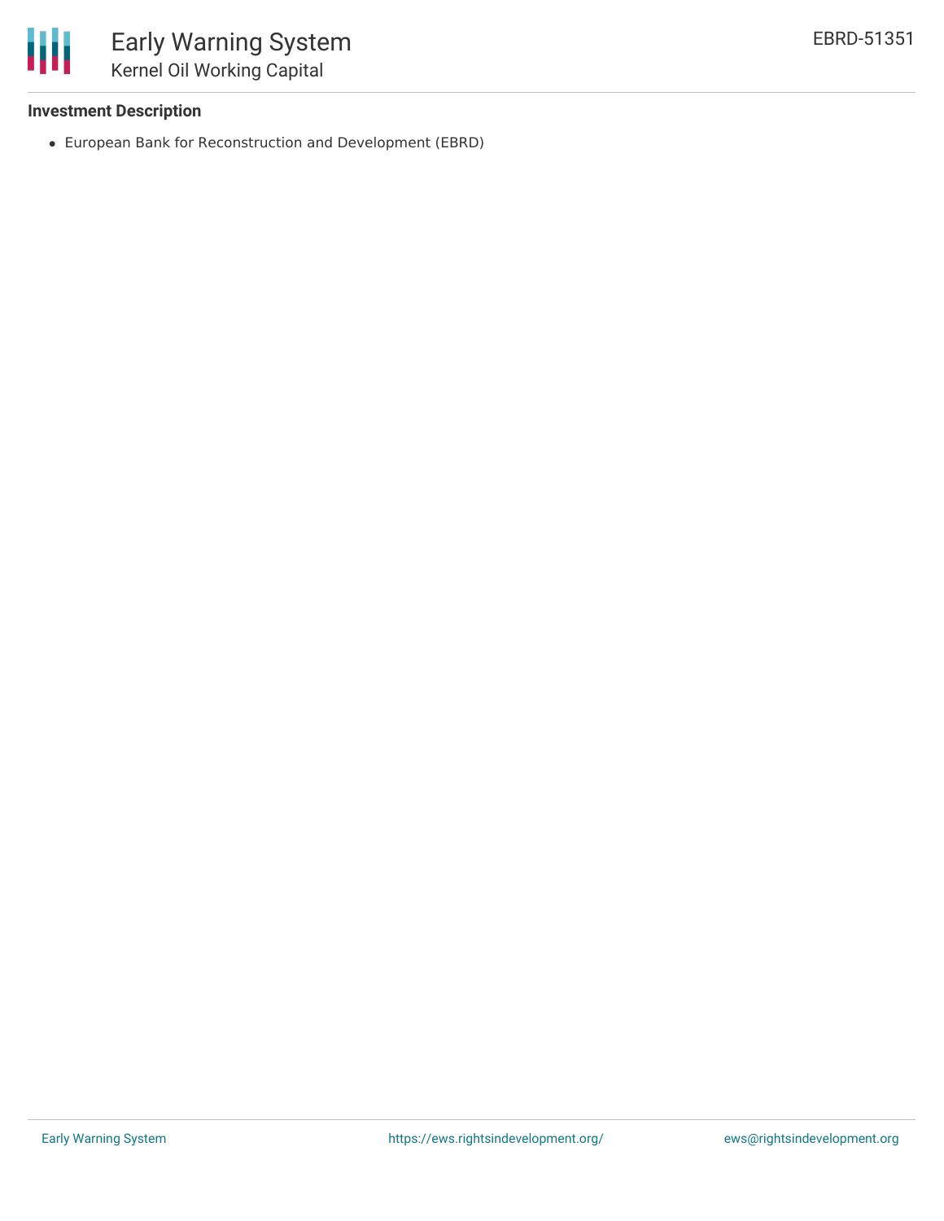**Investment Description**

- European Bank for Reconstruction and Development (EBRD)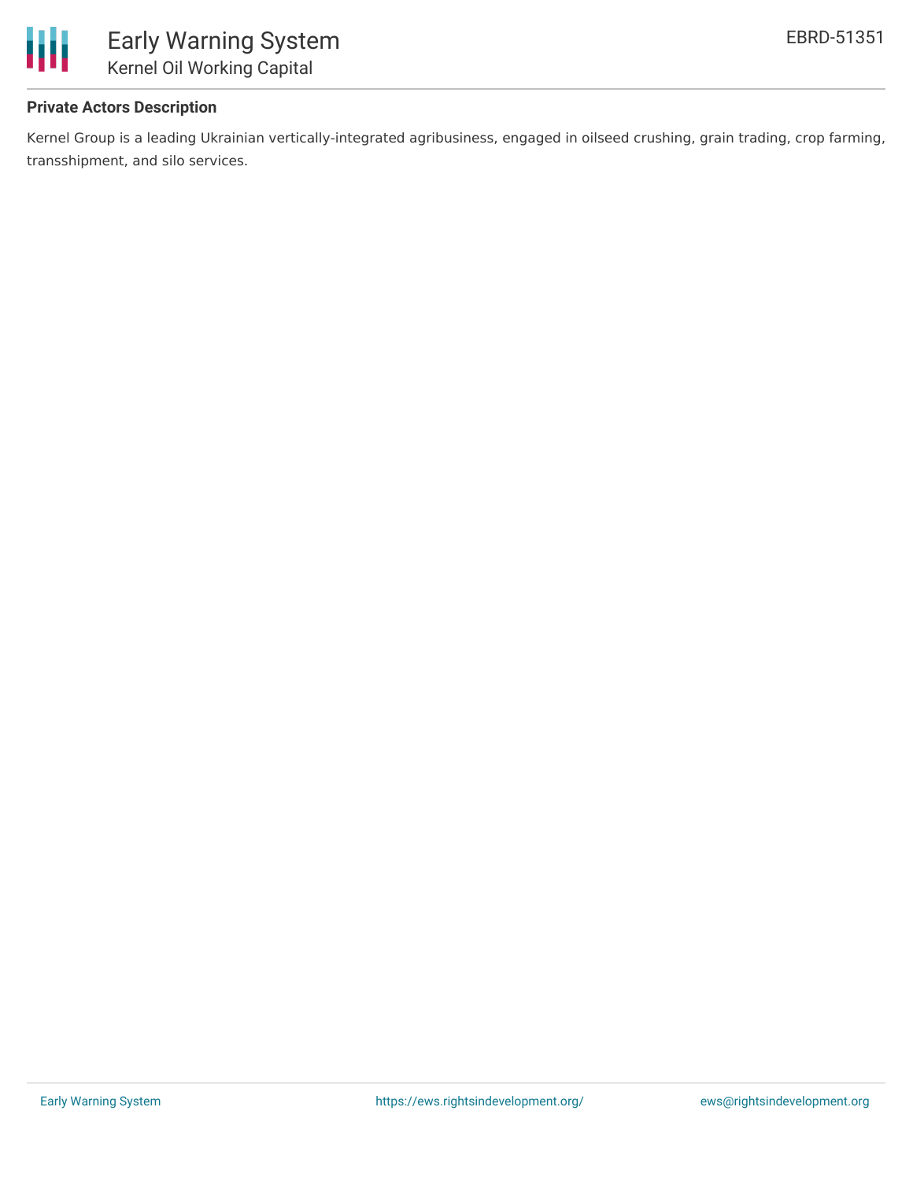## Private Actors Description

Kernel Group is a leading Ukrainian vertically-integrated agribusiness, engaged in oilseed crushing, grain trading, crop farming, transshipment, and silo services.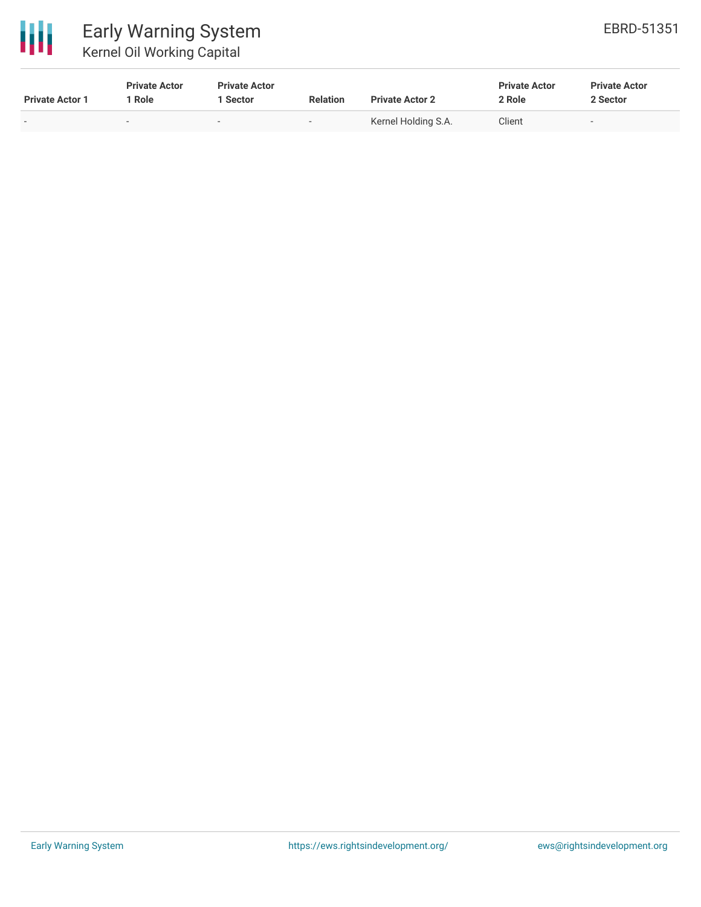| Private Actor 1 | Private Actor 1 Role | Private Actor 1 Sector | Relation | Private Actor 2 | Private Actor 2 Role | Private Actor 2 Sector |
|---|---|---|---|---|---|---|
| - | - | - | - | Kernel Holding S.A. | Client | - |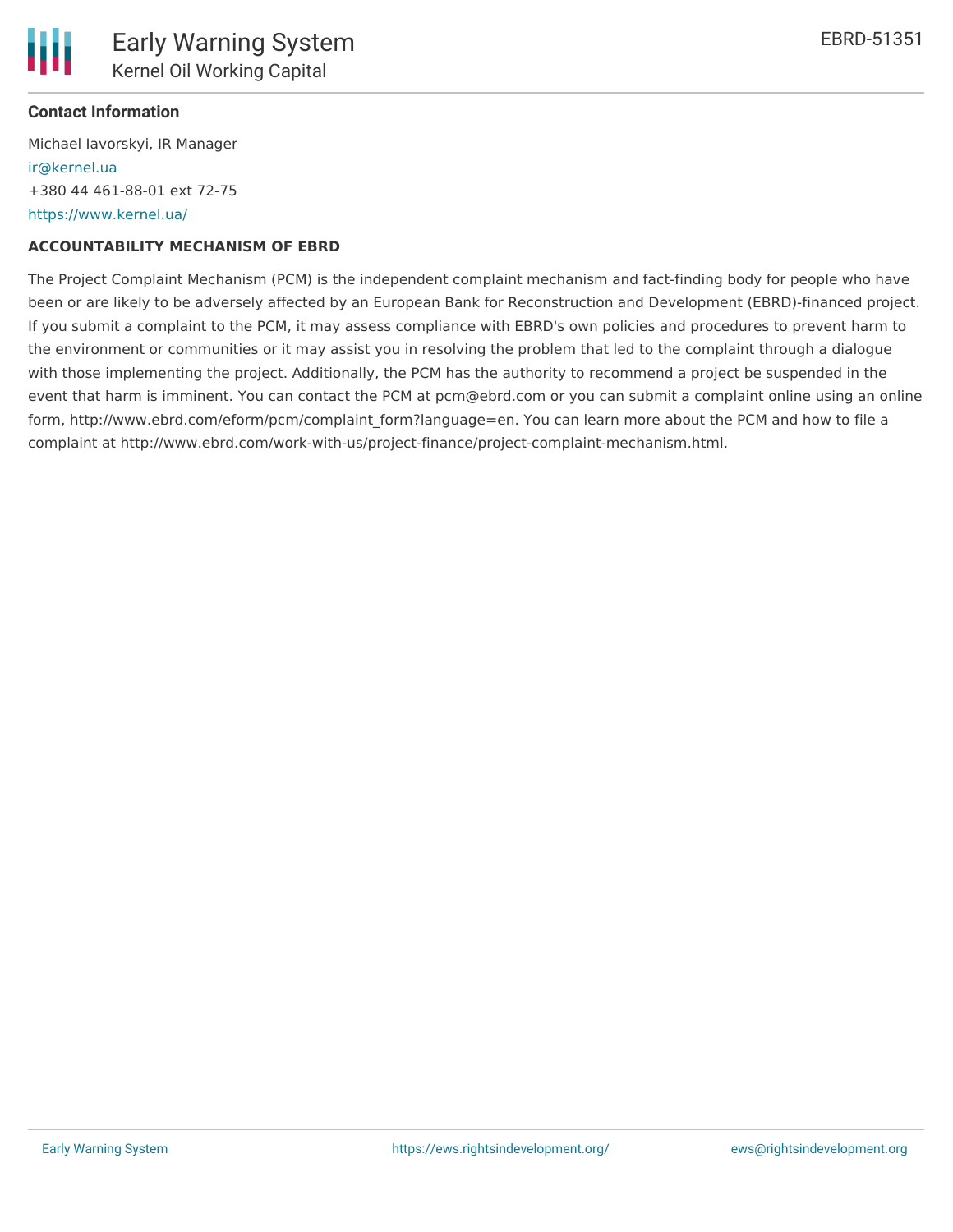#### Contact Information

Michael Iavorskyi, IR Manager
ir@kernel.ua
+380 44 461-88-01 ext 72-75
https://www.kernel.ua/

**ACCOUNTABILITY MECHANISM OF EBRD**

The Project Complaint Mechanism (PCM) is the independent complaint mechanism and fact-finding body for people who have been or are likely to be adversely affected by an European Bank for Reconstruction and Development (EBRD)-financed project. If you submit a complaint to the PCM, it may assess compliance with EBRD's own policies and procedures to prevent harm to the environment or communities or it may assist you in resolving the problem that led to the complaint through a dialogue with those implementing the project. Additionally, the PCM has the authority to recommend a project be suspended in the event that harm is imminent. You can contact the PCM at pcm@ebrd.com or you can submit a complaint online using an online form, http://www.ebrd.com/eform/pcm/complaint_form?language=en. You can learn more about the PCM and how to file a complaint at http://www.ebrd.com/work-with-us/project-finance/project-complaint-mechanism.html.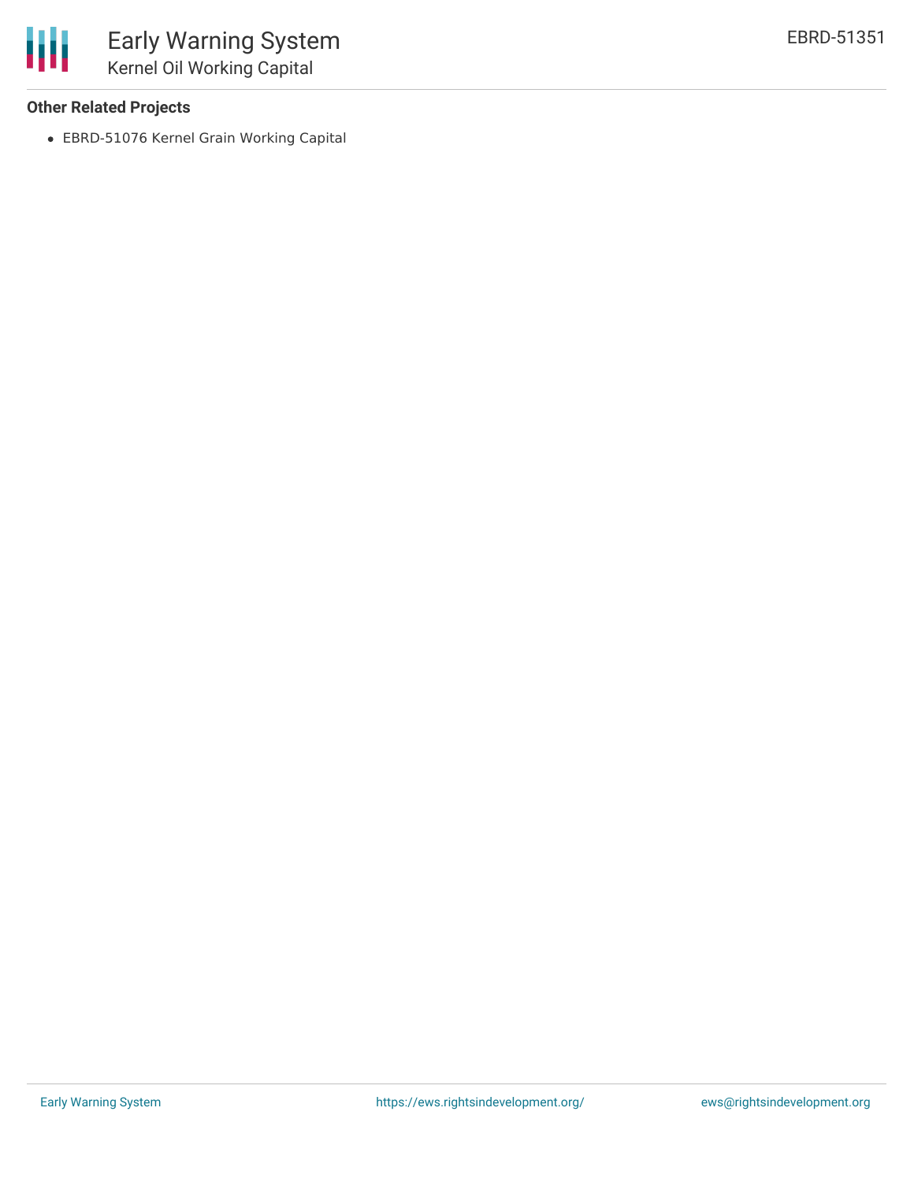**Other Related Projects**

- EBRD-51076 Kernel Grain Working Capital